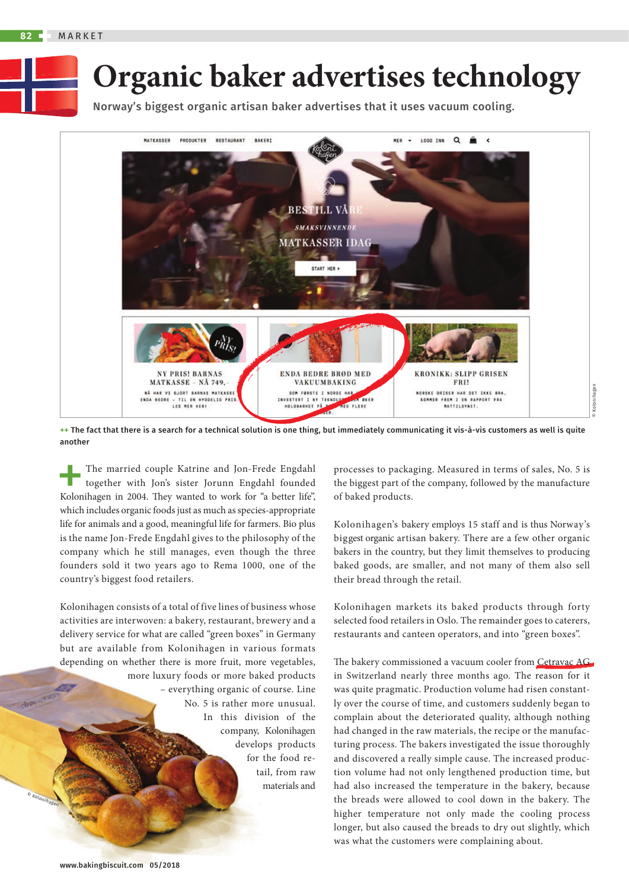# Organic baker advertises technology

Norway's biggest organic artisan baker advertises that it uses vacuum cooling.

++ The fact that there is a search for a technical solution is one thing, but immediately communicating it vis-à-vis customers as well is quite another

The married couple Katrine and Jon-Frede Engdahl together with Jon's sister Jorunn Engdahl founded Kolonihagen in 2004. They wanted to work for "a better life", which includes organic foods just as much as species-appropriate life for animals and a good, meaningful life for farmers. Bio plus is the name Jon-Frede Engdahl gives to the philosophy of the company which he still manages, even though the three founders sold it two years ago to Rema 1000, one of the country's biggest food retailers.

Kolonihagen consists of a total of five lines of business whose activities are interwoven: a bakery, restaurant, brewery and a delivery service for what are called "green boxes" in Germany but are available from Kolonihagen in various formats depending on whether there is more fruit, more vegetables, more luxury foods or more baked products – everything organic of course. Line No. 5 is rather more unusual. In this division of the company, Kolonihagen develops products for the food retail, from raw materials and processes to packaging. Measured in terms of sales, No. 5 is the biggest part of the company, followed by the manufacture of baked products.

Kolonihagen's bakery employs 15 staff and is thus Norway's biggest organic artisan bakery. There are a few other organic bakers in the country, but they limit themselves to producing baked goods, are smaller, and not many of them also sell their bread through the retail.

Kolonihagen markets its baked products through forty selected food retailers in Oslo. The remainder goes to caterers, restaurants and canteen operators, and into "green boxes".

The bakery commissioned a vacuum cooler from Cetravac AG in Switzerland nearly three months ago. The reason for it was quite pragmatic. Production volume had risen constantly over the course of time, and customers suddenly began to complain about the deteriorated quality, although nothing had changed in the raw materials, the recipe or the manufacturing process. The bakers investigated the issue thoroughly and discovered a really simple cause. The increased production volume had not only lengthened production time, but had also increased the temperature in the bakery, because the breads were allowed to cool down in the bakery. The higher temperature not only made the cooling process longer, but also caused the breads to dry out slightly, which was what the customers were complaining about.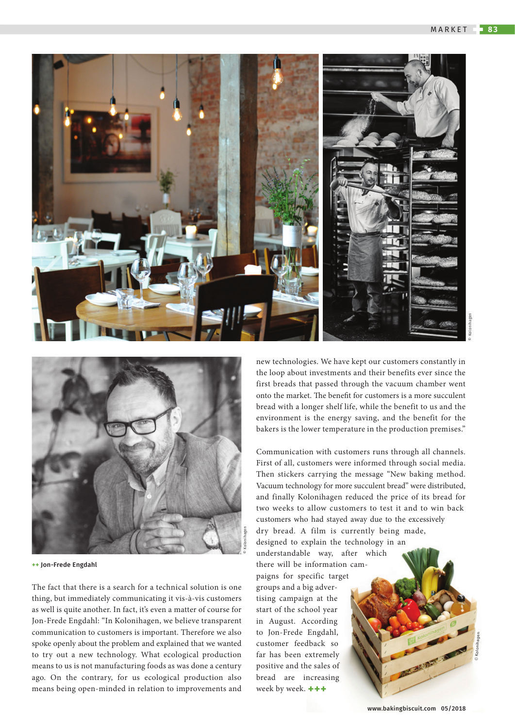++ Jon-Frede Engdahl

The fact that there is a search for a technical solution is one thing, but immediately communicating it vis-à-vis customers as well is quite another. In fact, it's even a matter of course for Jon-Frede Engdahl: "In Kolonihagen, we believe transparent communication to customers is important. Therefore we also spoke openly about the problem and explained that we wanted to try out a new technology. What ecological production means to us is not manufacturing foods as was done a century ago. On the contrary, for us ecological production also means being open-minded in relation to improvements and new technologies. We have kept our customers constantly in the loop about investments and their benefits ever since the first breads that passed through the vacuum chamber went onto the market. The benefit for customers is a more succulent bread with a longer shelf life, while the benefit to us and the environment is the energy saving, and the benefit for the bakers is the lower temperature in the production premises."

Communication with customers runs through all channels. First of all, customers were informed through social media. Then stickers carrying the message "New baking method. Vacuum technology for more succulent bread" were distributed, and finally Kolonihagen reduced the price of its bread for two weeks to allow customers to test it and to win back customers who had stayed away due to the excessively dry bread. A film is currently being made, designed to explain the technology in an understandable way, after which there will be information campaigns for specific target groups and a big advertising campaign at the start of the school year in August. According to Jon-Frede Engdahl, customer feedback so far has been extremely positive and the sales of bread are increasing week by week. +++